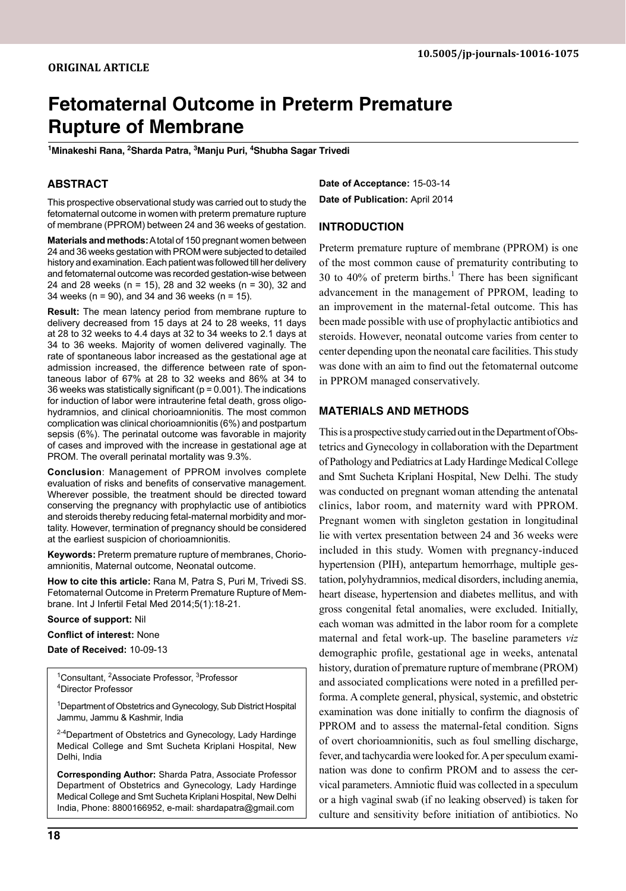10.5005/jp-journals-10016-1075

**ORIGINAL ARTICLE**

# Fetomaternal Outcome in Preterm Premature Rupture of Membrane

**[1]Minakeshi Rana, [2]Sharda Patra, [3]Manju Puri, [4]Shubha Sagar Trivedi**

## ABSTRACT

This prospective observational study was carried out to study the fetomaternal outcome in women with preterm premature rupture of membrane (PPROM) between 24 and 36 weeks of gestation.

**Materials and methods:** A total of 150 pregnant women between 24 and 36 weeks gestation with PROM were subjected to detailed history and examination. Each patient was followed till her delivery and fetomaternal outcome was recorded gestation-wise between 24 and 28 weeks (n = 15), 28 and 32 weeks (n = 30), 32 and 34 weeks (n = 90), and 34 and 36 weeks (n = 15).

**Result:** The mean latency period from membrane rupture to delivery decreased from 15 days at 24 to 28 weeks, 11 days at 28 to 32 weeks to 4.4 days at 32 to 34 weeks to 2.1 days at 34 to 36 weeks. Majority of women delivered vaginally. The rate of spontaneous labor increased as the gestational age at admission increased, the difference between rate of spontaneous labor of 67% at 28 to 32 weeks and 86% at 34 to 36 weeks was statistically significant (p = 0.001). The indications for induction of labor were intrauterine fetal death, gross oligohydramnios, and clinical chorioamnionitis. The most common complication was clinical chorioamnionitis (6%) and postpartum sepsis (6%). The perinatal outcome was favorable in majority of cases and improved with the increase in gestational age at PROM. The overall perinatal mortality was 9.3%.

**Conclusion**: Management of PPROM involves complete evaluation of risks and benefits of conservative management. Wherever possible, the treatment should be directed toward conserving the pregnancy with prophylactic use of antibiotics and steroids thereby reducing fetal-maternal morbidity and mortality. However, termination of pregnancy should be considered at the earliest suspicion of chorioamnionitis.

**Keywords:** Preterm premature rupture of membranes, Chorioamnionitis, Maternal outcome, Neonatal outcome.

**How to cite this article:** Rana M, Patra S, Puri M, Trivedi SS. Fetomaternal Outcome in Preterm Premature Rupture of Membrane. Int J Infertil Fetal Med 2014;5(1):18-21.

**Source of support:** Nil

**Conflict of interest:** None

**Date of Received:** 10-09-13

[1]Consultant, [2]Associate Professor, [3]Professor
[4]Director Professor

[1]Department of Obstetrics and Gynecology, Sub District Hospital Jammu, Jammu & Kashmir, India

[2-4]Department of Obstetrics and Gynecology, Lady Hardinge Medical College and Smt Sucheta Kriplani Hospital, New Delhi, India

**Corresponding Author:** Sharda Patra, Associate Professor Department of Obstetrics and Gynecology, Lady Hardinge Medical College and Smt Sucheta Kriplani Hospital, New Delhi India, Phone: 8800166952, e-mail: shardapatra@gmail.com

**Date of Acceptance:** 15-03-14

**Date of Publication:** April 2014

## INTRODUCTION

Preterm premature rupture of membrane (PPROM) is one of the most common cause of prematurity contributing to 30 to 40% of preterm births.[1] There has been significant advancement in the management of PPROM, leading to an improvement in the maternal-fetal outcome. This has been made possible with use of prophylactic antibiotics and steroids. However, neonatal outcome varies from center to center depending upon the neonatal care facilities. This study was done with an aim to find out the fetomaternal outcome in PPROM managed conservatively.

## MATERIALS AND METHODS

This is a prospective study carried out in the Department of Obstetrics and Gynecology in collaboration with the Department of Pathology and Pediatrics at Lady Hardinge Medical College and Smt Sucheta Kriplani Hospital, New Delhi. The study was conducted on pregnant woman attending the antenatal clinics, labor room, and maternity ward with PPROM. Pregnant women with singleton gestation in longitudinal lie with vertex presentation between 24 and 36 weeks were included in this study. Women with pregnancy-induced hypertension (PIH), antepartum hemorrhage, multiple gestation, polyhydramnios, medical disorders, including anemia, heart disease, hypertension and diabetes mellitus, and with gross congenital fetal anomalies, were excluded. Initially, each woman was admitted in the labor room for a complete maternal and fetal work-up. The baseline parameters *viz* demographic profile, gestational age in weeks, antenatal history, duration of premature rupture of membrane (PROM) and associated complications were noted in a prefilled performa. A complete general, physical, systemic, and obstetric examination was done initially to confirm the diagnosis of PPROM and to assess the maternal-fetal condition. Signs of overt chorioamnionitis, such as foul smelling discharge, fever, and tachycardia were looked for. A per speculum examination was done to confirm PROM and to assess the cervical parameters. Amniotic fluid was collected in a speculum or a high vaginal swab (if no leaking observed) is taken for culture and sensitivity before initiation of antibiotics. No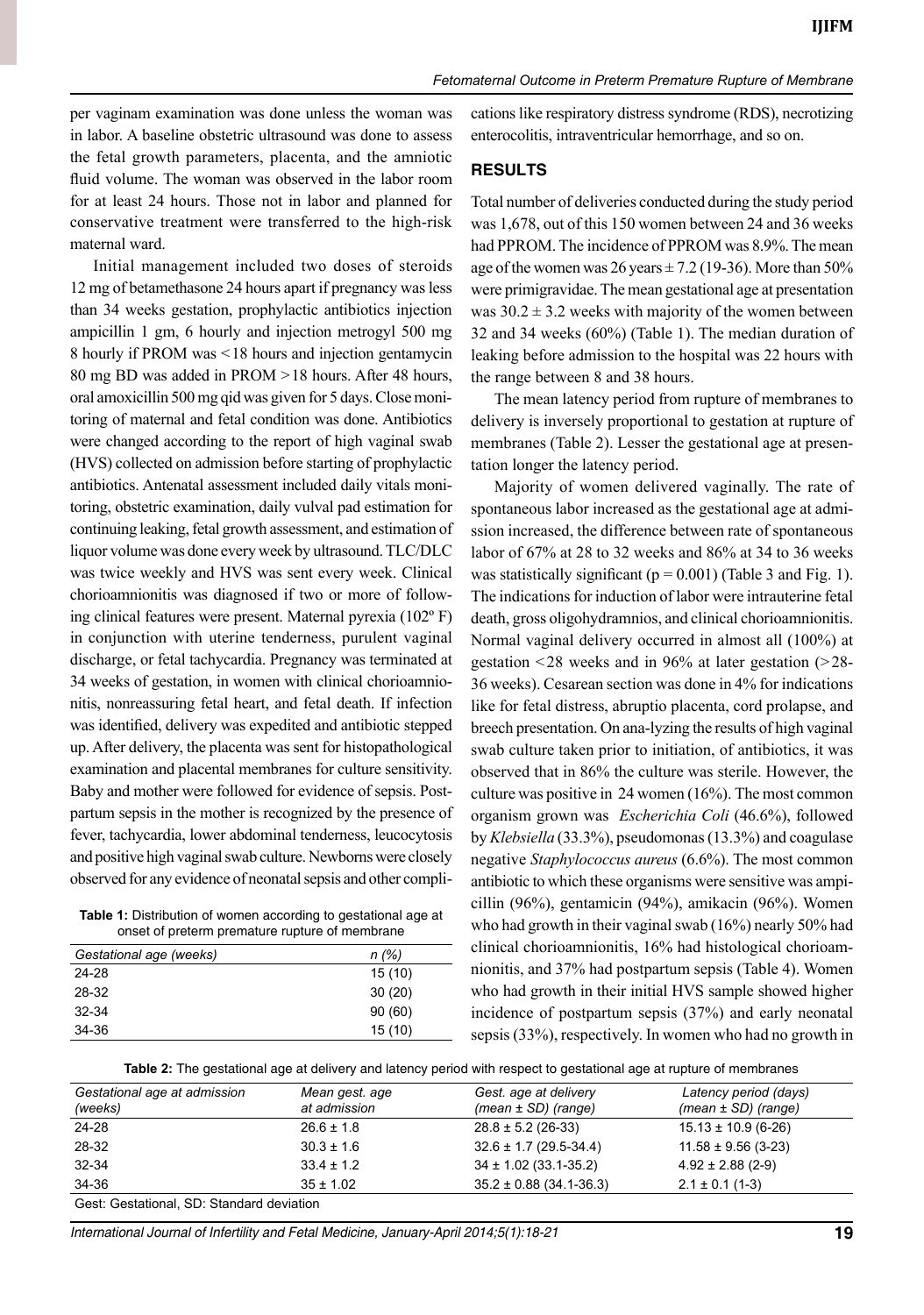per vaginam examination was done unless the woman was in labor. A baseline obstetric ultrasound was done to assess the fetal growth parameters, placenta, and the amniotic fluid volume. The woman was observed in the labor room for at least 24 hours. Those not in labor and planned for conservative treatment were transferred to the high-risk maternal ward.

Initial management included two doses of steroids 12 mg of betamethasone 24 hours apart if pregnancy was less than 34 weeks gestation, prophylactic antibiotics injection ampicillin 1 gm, 6 hourly and injection metrogyl 500 mg 8 hourly if PROM was <18 hours and injection gentamycin 80 mg BD was added in PROM >18 hours. After 48 hours, oral amoxicillin 500 mg qid was given for 5 days. Close monitoring of maternal and fetal condition was done. Antibiotics were changed according to the report of high vaginal swab (HVS) collected on admission before starting of prophylactic antibiotics. Antenatal assessment included daily vitals monitoring, obstetric examination, daily vulval pad estimation for continuing leaking, fetal growth assessment, and estimation of liquor volume was done every week by ultrasound. TLC/DLC was twice weekly and HVS was sent every week. Clinical chorioamnionitis was diagnosed if two or more of following clinical features were present. Maternal pyrexia (102º F) in conjunction with uterine tenderness, purulent vaginal discharge, or fetal tachycardia. Pregnancy was terminated at 34 weeks of gestation, in women with clinical chorioamnionitis, nonreassuring fetal heart, and fetal death. If infection was identified, delivery was expedited and antibiotic stepped up. After delivery, the placenta was sent for histopathological examination and placental membranes for culture sensitivity. Baby and mother were followed for evidence of sepsis. Postpartum sepsis in the mother is recognized by the presence of fever, tachycardia, lower abdominal tenderness, leucocytosis and positive high vaginal swab culture. Newborns were closely observed for any evidence of neonatal sepsis and other complications like respiratory distress syndrome (RDS), necrotizing enterocolitis, intraventricular hemorrhage, and so on.

**Table 1:** Distribution of women according to gestational age at onset of preterm premature rupture of membrane

| Gestational age (weeks) | n (%) |
|---|---|
| 24-28 | 15 (10) |
| 28-32 | 30 (20) |
| 32-34 | 90 (60) |
| 34-36 | 15 (10) |

## RESULTS

Total number of deliveries conducted during the study period was 1,678, out of this 150 women between 24 and 36 weeks had PPROM. The incidence of PPROM was 8.9%. The mean age of the women was 26 years ± 7.2 (19-36). More than 50% were primigravidae. The mean gestational age at presentation was 30.2 ± 3.2 weeks with majority of the women between 32 and 34 weeks (60%) (Table 1). The median duration of leaking before admission to the hospital was 22 hours with the range between 8 and 38 hours.

The mean latency period from rupture of membranes to delivery is inversely proportional to gestation at rupture of membranes (Table 2). Lesser the gestational age at presentation longer the latency period.

Majority of women delivered vaginally. The rate of spontaneous labor increased as the gestational age at admission increased, the difference between rate of spontaneous labor of 67% at 28 to 32 weeks and 86% at 34 to 36 weeks was statistically significant ($p = 0.001$) (Table 3 and Fig. 1). The indications for induction of labor were intrauterine fetal death, gross oligohydramnios, and clinical chorioamnionitis. Normal vaginal delivery occurred in almost all (100%) at gestation <28 weeks and in 96% at later gestation (>28-36 weeks). Cesarean section was done in 4% for indications like for fetal distress, abruptio placenta, cord prolapse, and breech presentation. On ana-lyzing the results of high vaginal swab culture taken prior to initiation, of antibiotics, it was observed that in 86% the culture was sterile. However, the culture was positive in 24 women (16%). The most common organism grown was *Escherichia Coli* (46.6%), followed by *Klebsiella* (33.3%), pseudomonas (13.3%) and coagulase negative *Staphylococcus aureus* (6.6%). The most common antibiotic to which these organisms were sensitive was ampicillin (96%), gentamicin (94%), amikacin (96%). Women who had growth in their vaginal swab (16%) nearly 50% had clinical chorioamnionitis, 16% had histological chorioamnionitis, and 37% had postpartum sepsis (Table 4). Women who had growth in their initial HVS sample showed higher incidence of postpartum sepsis (37%) and early neonatal sepsis (33%), respectively. In women who had no growth in

**Table 2:** The gestational age at delivery and latency period with respect to gestational age at rupture of membranes

| Gestational age at admission (weeks) | Mean gest. age at admission | Gest. age at delivery (mean ± SD) (range) | Latency period (days) (mean ± SD) (range) |
|---|---|---|---|
| 24-28 | 26.6 ± 1.8 | 28.8 ± 5.2 (26-33) | 15.13 ± 10.9 (6-26) |
| 28-32 | 30.3 ± 1.6 | 32.6 ± 1.7 (29.5-34.4) | 11.58 ± 9.56 (3-23) |
| 32-34 | 33.4 ± 1.2 | 34 ± 1.02 (33.1-35.2) | 4.92 ± 2.88 (2-9) |
| 34-36 | 35 ± 1.02 | 35.2 ± 0.88 (34.1-36.3) | 2.1 ± 0.1 (1-3) |

Gest: Gestational, SD: Standard deviation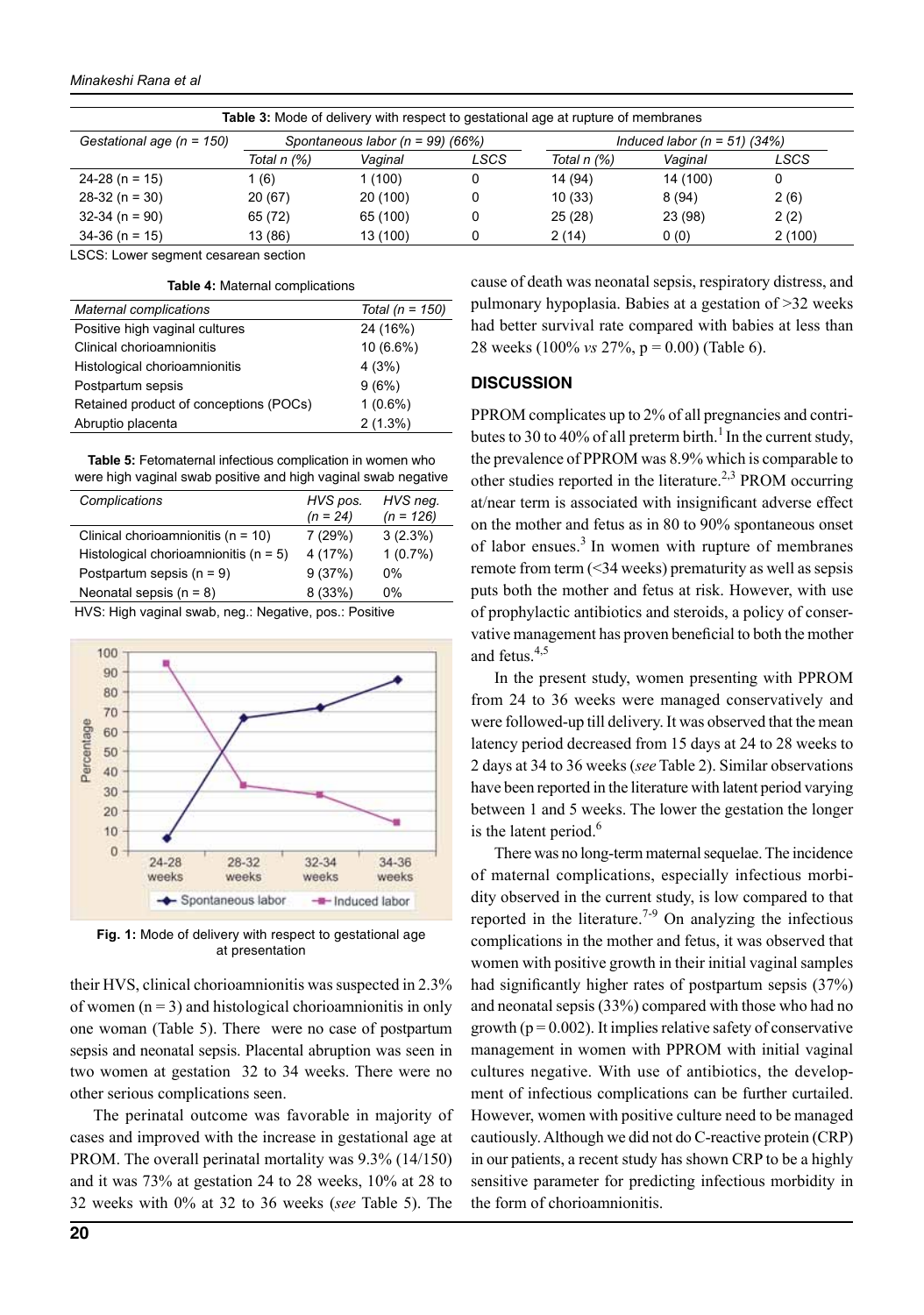**Table 3:** Mode of delivery with respect to gestational age at rupture of membranes

| Gestational age (n = 150) | Spontaneous labor (n = 99) (66%) | | | Induced labor (n = 51) (34%) | | |
|---|---|---|---|---|---|---|
| | Total n (%) | Vaginal | LSCS | Total n (%) | Vaginal | LSCS |
| 24-28 (n = 15) | 1 (6) | 1 (100) | 0 | 14 (94) | 14 (100) | 0 |
| 28-32 (n = 30) | 20 (67) | 20 (100) | 0 | 10 (33) | 8 (94) | 2 (6) |
| 32-34 (n = 90) | 65 (72) | 65 (100) | 0 | 25 (28) | 23 (98) | 2 (2) |
| 34-36 (n = 15) | 13 (86) | 13 (100) | 0 | 2 (14) | 0 (0) | 2 (100) |

LSCS: Lower segment cesarean section

**Table 4:** Maternal complications

| Maternal complications | Total (n = 150) |
|---|---|
| Positive high vaginal cultures | 24 (16%) |
| Clinical chorioamnionitis | 10 (6.6%) |
| Histological chorioamnionitis | 4 (3%) |
| Postpartum sepsis | 9 (6%) |
| Retained product of conceptions (POCs) | 1 (0.6%) |
| Abruptio placenta | 2 (1.3%) |

**Table 5:** Fetomaternal infectious complication in women who were high vaginal swab positive and high vaginal swab negative

| Complications | HVS pos. (n = 24) | HVS neg. (n = 126) |
|---|---|---|
| Clinical chorioamnionitis (n = 10) | 7 (29%) | 3 (2.3%) |
| Histological chorioamnionitis (n = 5) | 4 (17%) | 1 (0.7%) |
| Postpartum sepsis (n = 9) | 9 (37%) | 0% |
| Neonatal sepsis (n = 8) | 8 (33%) | 0% |

HVS: High vaginal swab, neg.: Negative, pos.: Positive

**Fig. 1:** Mode of delivery with respect to gestational age at presentation

their HVS, clinical chorioamnionitis was suspected in 2.3% of women (n = 3) and histological chorioamnionitis in only one woman (Table 5). There were no case of postpartum sepsis and neonatal sepsis. Placental abruption was seen in two women at gestation 32 to 34 weeks. There were no other serious complications seen.

The perinatal outcome was favorable in majority of cases and improved with the increase in gestational age at PROM. The overall perinatal mortality was 9.3% (14/150) and it was 73% at gestation 24 to 28 weeks, 10% at 28 to 32 weeks with 0% at 32 to 36 weeks (*see* Table 5). The cause of death was neonatal sepsis, respiratory distress, and pulmonary hypoplasia. Babies at a gestation of >32 weeks had better survival rate compared with babies at less than 28 weeks (100% *vs* 27%, p = 0.00) (Table 6).

## DISCUSSION

PPROM complicates up to 2% of all pregnancies and contributes to 30 to 40% of all preterm birth.[1] In the current study, the prevalence of PPROM was 8.9% which is comparable to other studies reported in the literature.[2,3] PROM occurring at/near term is associated with insignificant adverse effect on the mother and fetus as in 80 to 90% spontaneous onset of labor ensues.[3] In women with rupture of membranes remote from term (<34 weeks) prematurity as well as sepsis puts both the mother and fetus at risk. However, with use of prophylactic antibiotics and steroids, a policy of conservative management has proven beneficial to both the mother and fetus.[4,5]

In the present study, women presenting with PPROM from 24 to 36 weeks were managed conservatively and were followed-up till delivery. It was observed that the mean latency period decreased from 15 days at 24 to 28 weeks to 2 days at 34 to 36 weeks (*see* Table 2). Similar observations have been reported in the literature with latent period varying between 1 and 5 weeks. The lower the gestation the longer is the latent period.[6]

There was no long-term maternal sequelae. The incidence of maternal complications, especially infectious morbidity observed in the current study, is low compared to that reported in the literature.[7-9] On analyzing the infectious complications in the mother and fetus, it was observed that women with positive growth in their initial vaginal samples had significantly higher rates of postpartum sepsis (37%) and neonatal sepsis (33%) compared with those who had no growth (p = 0.002). It implies relative safety of conservative management in women with PPROM with initial vaginal cultures negative. With use of antibiotics, the development of infectious complications can be further curtailed. However, women with positive culture need to be managed cautiously. Although we did not do C-reactive protein (CRP) in our patients, a recent study has shown CRP to be a highly sensitive parameter for predicting infectious morbidity in the form of chorioamnionitis.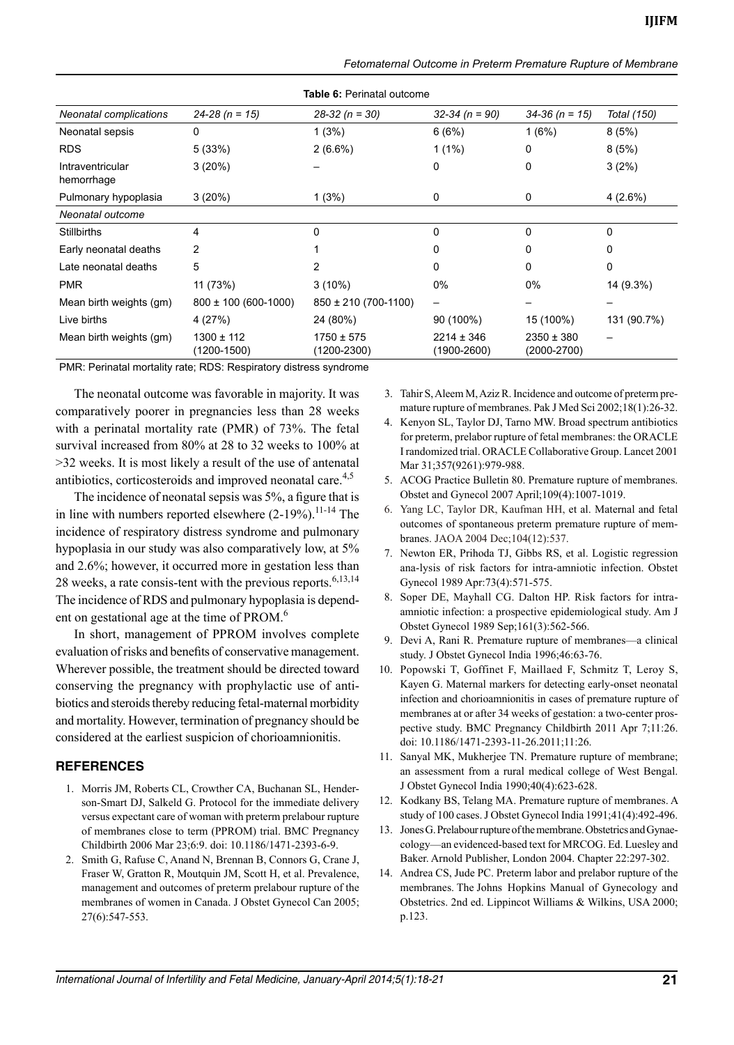**Table 6:** Perinatal outcome

| *Neonatal complications* | *24-28 (n = 15)* | *28-32 (n = 30)* | *32-34 (n = 90)* | *34-36 (n = 15)* | *Total (150)* |
|---|---|---|---|---|---|
| Neonatal sepsis | 0 | 1 (3%) | 6 (6%) | 1 (6%) | 8 (5%) |
| RDS | 5 (33%) | 2 (6.6%) | 1 (1%) | 0 | 8 (5%) |
| Intraventricular hemorrhage | 3 (20%) | – | 0 | 0 | 3 (2%) |
| Pulmonary hypoplasia | 3 (20%) | 1 (3%) | 0 | 0 | 4 (2.6%) |
| *Neonatal outcome* | | | | | |
| Stillbirths | 4 | 0 | 0 | 0 | 0 |
| Early neonatal deaths | 2 | 1 | 0 | 0 | 0 |
| Late neonatal deaths | 5 | 2 | 0 | 0 | 0 |
| PMR | 11 (73%) | 3 (10%) | 0% | 0% | 14 (9.3%) |
| Mean birth weights (gm) | 800 ± 100 (600-1000) | 850 ± 210 (700-1100) | – | – | – |
| Live births | 4 (27%) | 24 (80%) | 90 (100%) | 15 (100%) | 131 (90.7%) |
| Mean birth weights (gm) | 1300 ± 112 (1200-1500) | 1750 ± 575 (1200-2300) | 2214 ± 346 (1900-2600) | 2350 ± 380 (2000-2700) | – |

PMR: Perinatal mortality rate; RDS: Respiratory distress syndrome

The neonatal outcome was favorable in majority. It was comparatively poorer in pregnancies less than 28 weeks with a perinatal mortality rate (PMR) of 73%. The fetal survival increased from 80% at 28 to 32 weeks to 100% at >32 weeks. It is most likely a result of the use of antenatal antibiotics, corticosteroids and improved neonatal care.[4,5]

The incidence of neonatal sepsis was 5%, a figure that is in line with numbers reported elsewhere (2-19%).[11-14] The incidence of respiratory distress syndrome and pulmonary hypoplasia in our study was also comparatively low, at 5% and 2.6%; however, it occurred more in gestation less than 28 weeks, a rate consis-tent with the previous reports.[6,13,14] The incidence of RDS and pulmonary hypoplasia is dependent on gestational age at the time of PROM.[6]

In short, management of PPROM involves complete evaluation of risks and benefits of conservative management. Wherever possible, the treatment should be directed toward conserving the pregnancy with prophylactic use of antibiotics and steroids thereby reducing fetal-maternal morbidity and mortality. However, termination of pregnancy should be considered at the earliest suspicion of chorioamnionitis.

## REFERENCES

1. Morris JM, Roberts CL, Crowther CA, Buchanan SL, Henderson-Smart DJ, Salkeld G. Protocol for the immediate delivery versus expectant care of woman with preterm prelabour rupture of membranes close to term (PPROM) trial. BMC Pregnancy Childbirth 2006 Mar 23;6:9. doi: 10.1186/1471-2393-6-9.
2. Smith G, Rafuse C, Anand N, Brennan B, Connors G, Crane J, Fraser W, Gratton R, Moutquin JM, Scott H, et al. Prevalence, management and outcomes of preterm prelabour rupture of the membranes of women in Canada. J Obstet Gynecol Can 2005; 27(6):547-553.
3. Tahir S, Aleem M, Aziz R. Incidence and outcome of preterm premature rupture of membranes. Pak J Med Sci 2002;18(1):26-32.
4. Kenyon SL, Taylor DJ, Tarno MW. Broad spectrum antibiotics for preterm, prelabor rupture of fetal membranes: the ORACLE I randomized trial. ORACLE Collaborative Group. Lancet 2001 Mar 31;357(9261):979-988.
5. ACOG Practice Bulletin 80. Premature rupture of membranes. Obstet and Gynecol 2007 April;109(4):1007-1019.
6. Yang LC, Taylor DR, Kaufman HH, et al. Maternal and fetal outcomes of spontaneous preterm premature rupture of membranes. JAOA 2004 Dec;104(12):537.
7. Newton ER, Prihoda TJ, Gibbs RS, et al. Logistic regression ana-lysis of risk factors for intra-amniotic infection. Obstet Gynecol 1989 Apr:73(4):571-575.
8. Soper DE, Mayhall CG. Dalton HP. Risk factors for intraamniotic infection: a prospective epidemiological study. Am J Obstet Gynecol 1989 Sep;161(3):562-566.
9. Devi A, Rani R. Premature rupture of membranes—a clinical study. J Obstet Gynecol India 1996;46:63-76.
10. Popowski T, Goffinet F, Maillaed F, Schmitz T, Leroy S, Kayen G. Maternal markers for detecting early-onset neonatal infection and chorioamnionitis in cases of premature rupture of membranes at or after 34 weeks of gestation: a two-center prospective study. BMC Pregnancy Childbirth 2011 Apr 7;11:26. doi: 10.1186/1471-2393-11-26.2011;11:26.
11. Sanyal MK, Mukherjee TN. Premature rupture of membrane; an assessment from a rural medical college of West Bengal. J Obstet Gynecol India 1990;40(4):623-628.
12. Kodkany BS, Telang MA. Premature rupture of membranes. A study of 100 cases. J Obstet Gynecol India 1991;41(4):492-496.
13. Jones G. Prelabour rupture of the membrane. Obstetrics and Gynaecology—an evidenced-based text for MRCOG. Ed. Luesley and Baker. Arnold Publisher, London 2004. Chapter 22:297-302.
14. Andrea CS, Jude PC. Preterm labor and prelabor rupture of the membranes. The Johns Hopkins Manual of Gynecology and Obstetrics. 2nd ed. Lippincot Williams & Wilkins, USA 2000; p.123.